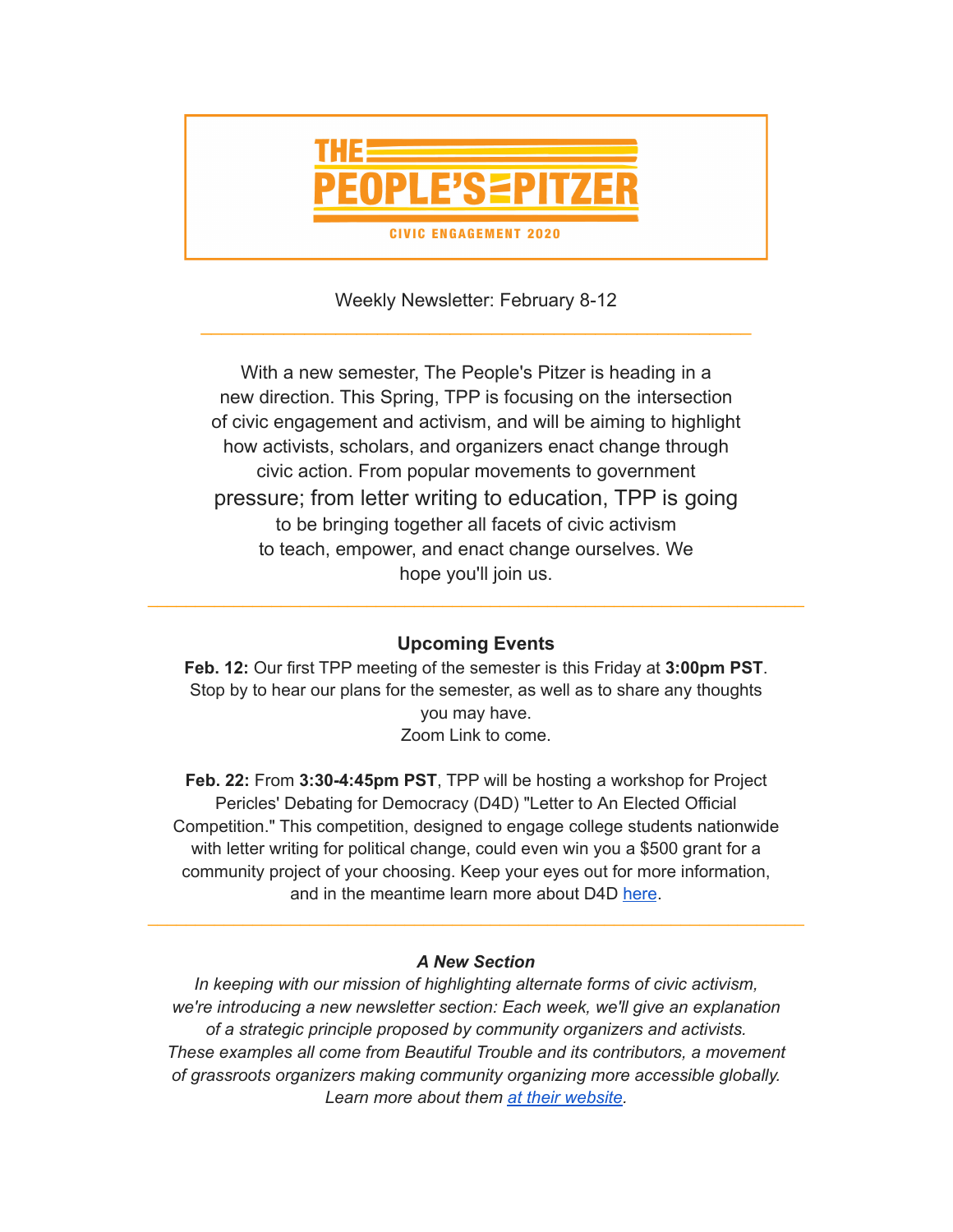# THE PEOPLE'S PITZER

CIVIC ENGAGEMENT 2020

Weekly Newsletter: February 8-12

---

With a new semester, The People's Pitzer is heading in a new direction. This Spring, TPP is focusing on the intersection of civic engagement and activism, and will be aiming to highlight how activists, scholars, and organizers enact change through civic action. From popular movements to government pressure; from letter writing to education, TPP is going to be bringing together all facets of civic activism to teach, empower, and enact change ourselves. We hope you'll join us.

---

## Upcoming Events

**Feb. 12:** Our first TPP meeting of the semester is this Friday at **3:00pm PST**. Stop by to hear our plans for the semester, as well as to share any thoughts you may have.
Zoom Link to come.

**Feb. 22:** From **3:30-4:45pm PST**, TPP will be hosting a workshop for Project Pericles' Debating for Democracy (D4D) "Letter to An Elected Official Competition." This competition, designed to engage college students nationwide with letter writing for political change, could even win you a $500 grant for a community project of your choosing. Keep your eyes out for more information, and in the meantime learn more about D4D here.

---

### *A New Section*

*In keeping with our mission of highlighting alternate forms of civic activism, we're introducing a new newsletter section: Each week, we'll give an explanation of a strategic principle proposed by community organizers and activists. These examples all come from Beautiful Trouble and its contributors, a movement of grassroots organizers making community organizing more accessible globally. Learn more about them at their website.*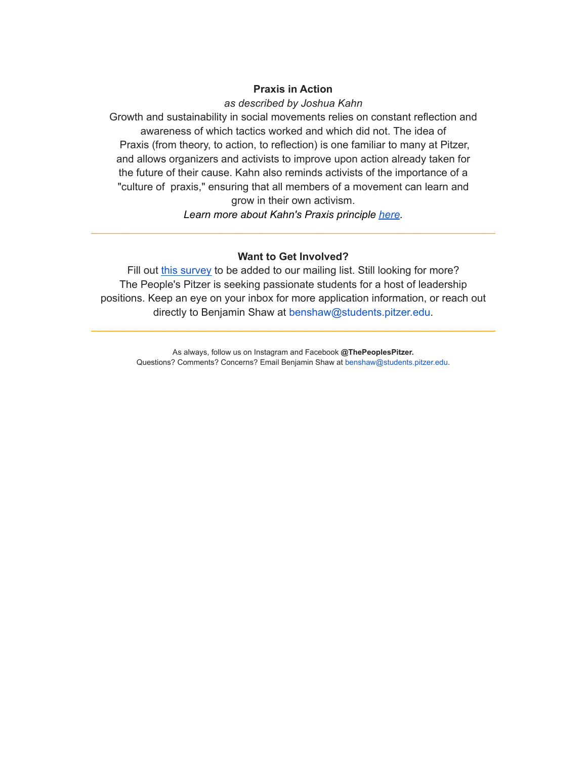### Praxis in Action

*as described by Joshua Kahn*

Growth and sustainability in social movements relies on constant reflection and awareness of which tactics worked and which did not. The idea of Praxis (from theory, to action, to reflection) is one familiar to many at Pitzer, and allows organizers and activists to improve upon action already taken for the future of their cause. Kahn also reminds activists of the importance of a "culture of praxis," ensuring that all members of a movement can learn and grow in their own activism.

*Learn more about Kahn's Praxis principle here.*

---

### Want to Get Involved?

Fill out this survey to be added to our mailing list. Still looking for more? The People's Pitzer is seeking passionate students for a host of leadership positions. Keep an eye on your inbox for more application information, or reach out directly to Benjamin Shaw at benshaw@students.pitzer.edu.

---

As always, follow us on Instagram and Facebook **@ThePeoplesPitzer.**
Questions? Comments? Concerns? Email Benjamin Shaw at benshaw@students.pitzer.edu.